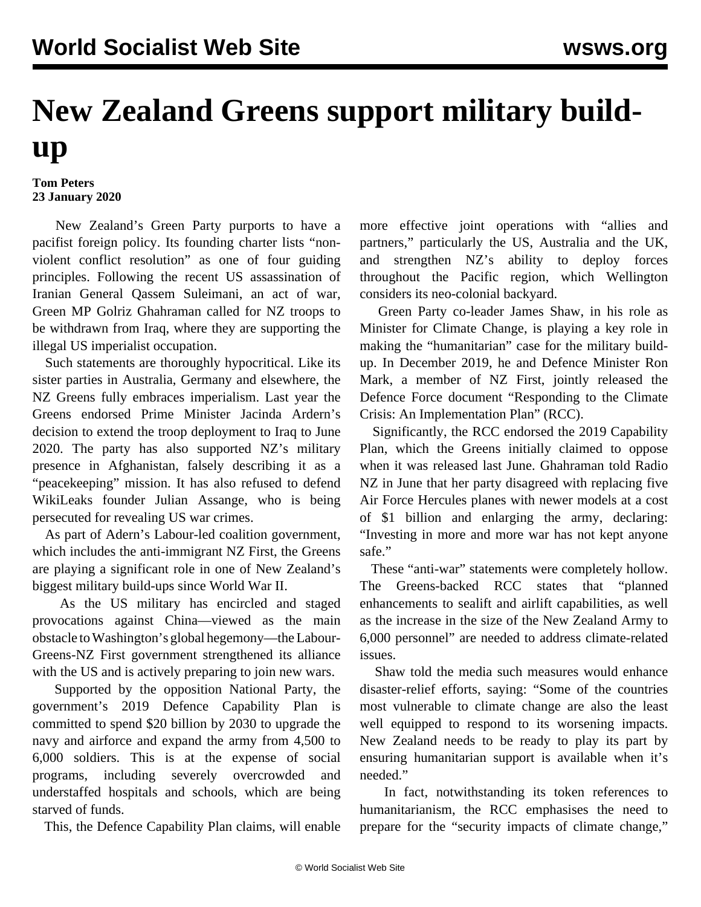# New Zealand Greens support military build-up

**Tom Peters**
**23 January 2020**

New Zealand's Green Party purports to have a pacifist foreign policy. Its founding charter lists "non-violent conflict resolution" as one of four guiding principles. Following the recent US assassination of Iranian General Qassem Suleimani, an act of war, Green MP Golriz Ghahraman called for NZ troops to be withdrawn from Iraq, where they are supporting the illegal US imperialist occupation.

Such statements are thoroughly hypocritical. Like its sister parties in Australia, Germany and elsewhere, the NZ Greens fully embraces imperialism. Last year the Greens endorsed Prime Minister Jacinda Ardern's decision to extend the troop deployment to Iraq to June 2020. The party has also supported NZ's military presence in Afghanistan, falsely describing it as a "peacekeeping" mission. It has also refused to defend WikiLeaks founder Julian Assange, who is being persecuted for revealing US war crimes.

As part of Adern's Labour-led coalition government, which includes the anti-immigrant NZ First, the Greens are playing a significant role in one of New Zealand's biggest military build-ups since World War II.

As the US military has encircled and staged provocations against China—viewed as the main obstacle to Washington's global hegemony—the Labour-Greens-NZ First government strengthened its alliance with the US and is actively preparing to join new wars.

Supported by the opposition National Party, the government's 2019 Defence Capability Plan is committed to spend $20 billion by 2030 to upgrade the navy and airforce and expand the army from 4,500 to 6,000 soldiers. This is at the expense of social programs, including severely overcrowded and understaffed hospitals and schools, which are being starved of funds.

This, the Defence Capability Plan claims, will enable more effective joint operations with "allies and partners," particularly the US, Australia and the UK, and strengthen NZ's ability to deploy forces throughout the Pacific region, which Wellington considers its neo-colonial backyard.

Green Party co-leader James Shaw, in his role as Minister for Climate Change, is playing a key role in making the "humanitarian" case for the military build-up. In December 2019, he and Defence Minister Ron Mark, a member of NZ First, jointly released the Defence Force document "Responding to the Climate Crisis: An Implementation Plan" (RCC).

Significantly, the RCC endorsed the 2019 Capability Plan, which the Greens initially claimed to oppose when it was released last June. Ghahraman told Radio NZ in June that her party disagreed with replacing five Air Force Hercules planes with newer models at a cost of $1 billion and enlarging the army, declaring: "Investing in more and more war has not kept anyone safe."

These "anti-war" statements were completely hollow. The Greens-backed RCC states that "planned enhancements to sealift and airlift capabilities, as well as the increase in the size of the New Zealand Army to 6,000 personnel" are needed to address climate-related issues.

Shaw told the media such measures would enhance disaster-relief efforts, saying: "Some of the countries most vulnerable to climate change are also the least well equipped to respond to its worsening impacts. New Zealand needs to be ready to play its part by ensuring humanitarian support is available when it's needed."

In fact, notwithstanding its token references to humanitarianism, the RCC emphasises the need to prepare for the "security impacts of climate change,"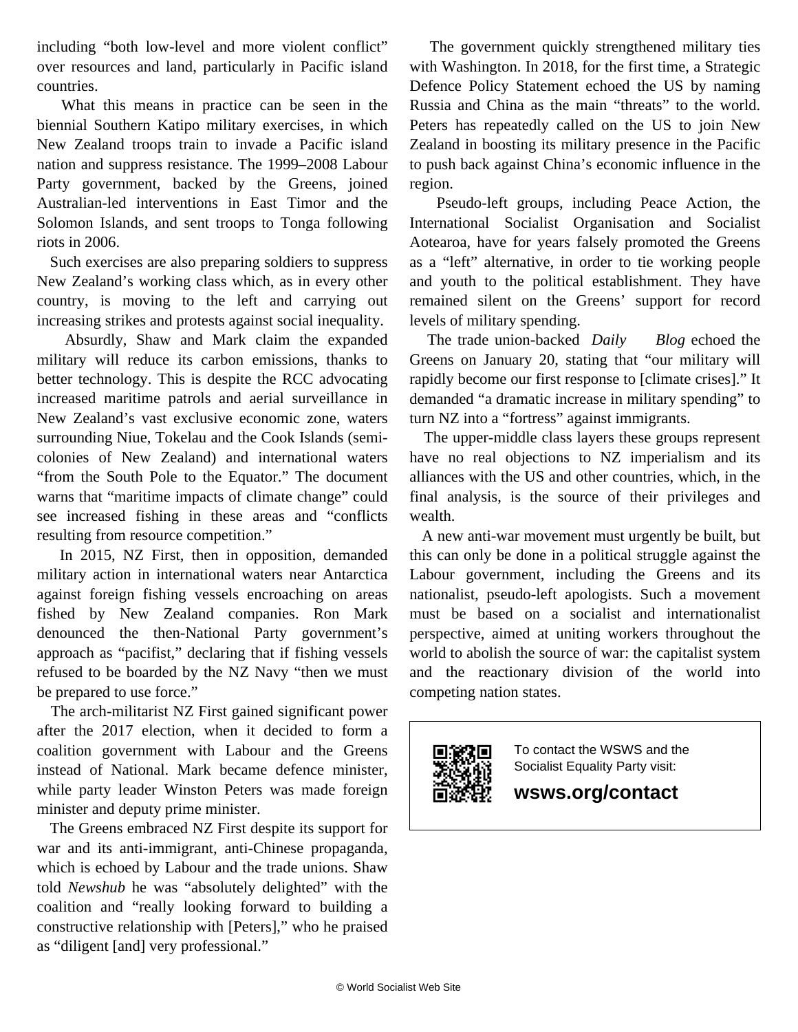including "both low-level and more violent conflict" over resources and land, particularly in Pacific island countries.

What this means in practice can be seen in the biennial Southern Katipo military exercises, in which New Zealand troops train to invade a Pacific island nation and suppress resistance. The 1999–2008 Labour Party government, backed by the Greens, joined Australian-led interventions in East Timor and the Solomon Islands, and sent troops to Tonga following riots in 2006.

Such exercises are also preparing soldiers to suppress New Zealand's working class which, as in every other country, is moving to the left and carrying out increasing strikes and protests against social inequality.

Absurdly, Shaw and Mark claim the expanded military will reduce its carbon emissions, thanks to better technology. This is despite the RCC advocating increased maritime patrols and aerial surveillance in New Zealand's vast exclusive economic zone, waters surrounding Niue, Tokelau and the Cook Islands (semi-colonies of New Zealand) and international waters "from the South Pole to the Equator." The document warns that "maritime impacts of climate change" could see increased fishing in these areas and "conflicts resulting from resource competition."

In 2015, NZ First, then in opposition, demanded military action in international waters near Antarctica against foreign fishing vessels encroaching on areas fished by New Zealand companies. Ron Mark denounced the then-National Party government's approach as "pacifist," declaring that if fishing vessels refused to be boarded by the NZ Navy "then we must be prepared to use force."

The arch-militarist NZ First gained significant power after the 2017 election, when it decided to form a coalition government with Labour and the Greens instead of National. Mark became defence minister, while party leader Winston Peters was made foreign minister and deputy prime minister.

The Greens embraced NZ First despite its support for war and its anti-immigrant, anti-Chinese propaganda, which is echoed by Labour and the trade unions. Shaw told *Newshub* he was "absolutely delighted" with the coalition and "really looking forward to building a constructive relationship with [Peters]," who he praised as "diligent [and] very professional."

The government quickly strengthened military ties with Washington. In 2018, for the first time, a Strategic Defence Policy Statement echoed the US by naming Russia and China as the main "threats" to the world. Peters has repeatedly called on the US to join New Zealand in boosting its military presence in the Pacific to push back against China's economic influence in the region.

Pseudo-left groups, including Peace Action, the International Socialist Organisation and Socialist Aotearoa, have for years falsely promoted the Greens as a "left" alternative, in order to tie working people and youth to the political establishment. They have remained silent on the Greens' support for record levels of military spending.

The trade union-backed *Daily Blog* echoed the Greens on January 20, stating that "our military will rapidly become our first response to [climate crises]." It demanded "a dramatic increase in military spending" to turn NZ into a "fortress" against immigrants.

The upper-middle class layers these groups represent have no real objections to NZ imperialism and its alliances with the US and other countries, which, in the final analysis, is the source of their privileges and wealth.

A new anti-war movement must urgently be built, but this can only be done in a political struggle against the Labour government, including the Greens and its nationalist, pseudo-left apologists. Such a movement must be based on a socialist and internationalist perspective, aimed at uniting workers throughout the world to abolish the source of war: the capitalist system and the reactionary division of the world into competing nation states.

To contact the WSWS and the Socialist Equality Party visit:

**wsws.org/contact**